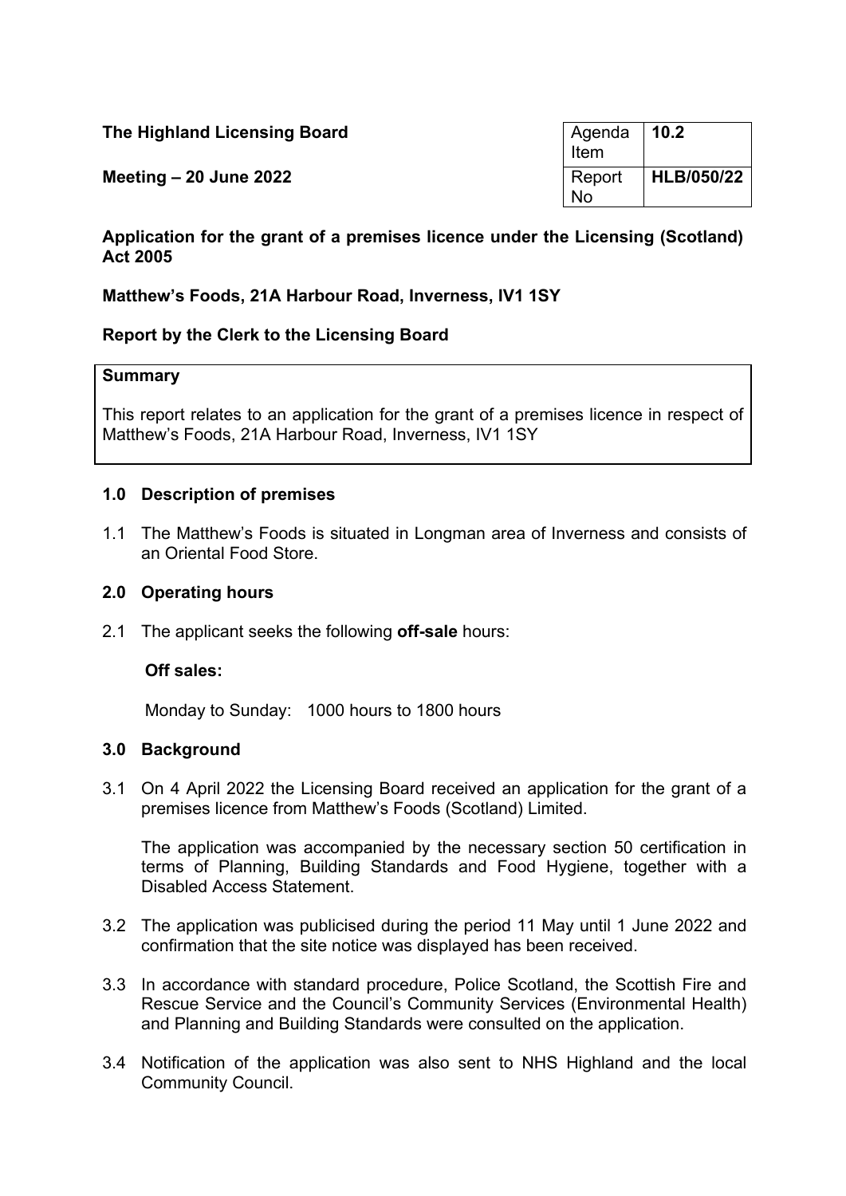**The Highland Licensing Board**

**Meeting – 20 June 2022**

| Agenda Item | **10.2** |
|---|---|
| Report No | **HLB/050/22** |

**Application for the grant of a premises licence under the Licensing (Scotland) Act 2005**

**Matthew's Foods, 21A Harbour Road, Inverness, IV1 1SY**

**Report by the Clerk to the Licensing Board**

**Summary**

This report relates to an application for the grant of a premises licence in respect of Matthew's Foods, 21A Harbour Road, Inverness, IV1 1SY

## 1.0 Description of premises

1.1 The Matthew's Foods is situated in Longman area of Inverness and consists of an Oriental Food Store.

## 2.0 Operating hours

2.1 The applicant seeks the following **off-sale** hours:

**Off sales:**

Monday to Sunday: 1000 hours to 1800 hours

## 3.0 Background

3.1 On 4 April 2022 the Licensing Board received an application for the grant of a premises licence from Matthew's Foods (Scotland) Limited.

The application was accompanied by the necessary section 50 certification in terms of Planning, Building Standards and Food Hygiene, together with a Disabled Access Statement.

3.2 The application was publicised during the period 11 May until 1 June 2022 and confirmation that the site notice was displayed has been received.

3.3 In accordance with standard procedure, Police Scotland, the Scottish Fire and Rescue Service and the Council's Community Services (Environmental Health) and Planning and Building Standards were consulted on the application.

3.4 Notification of the application was also sent to NHS Highland and the local Community Council.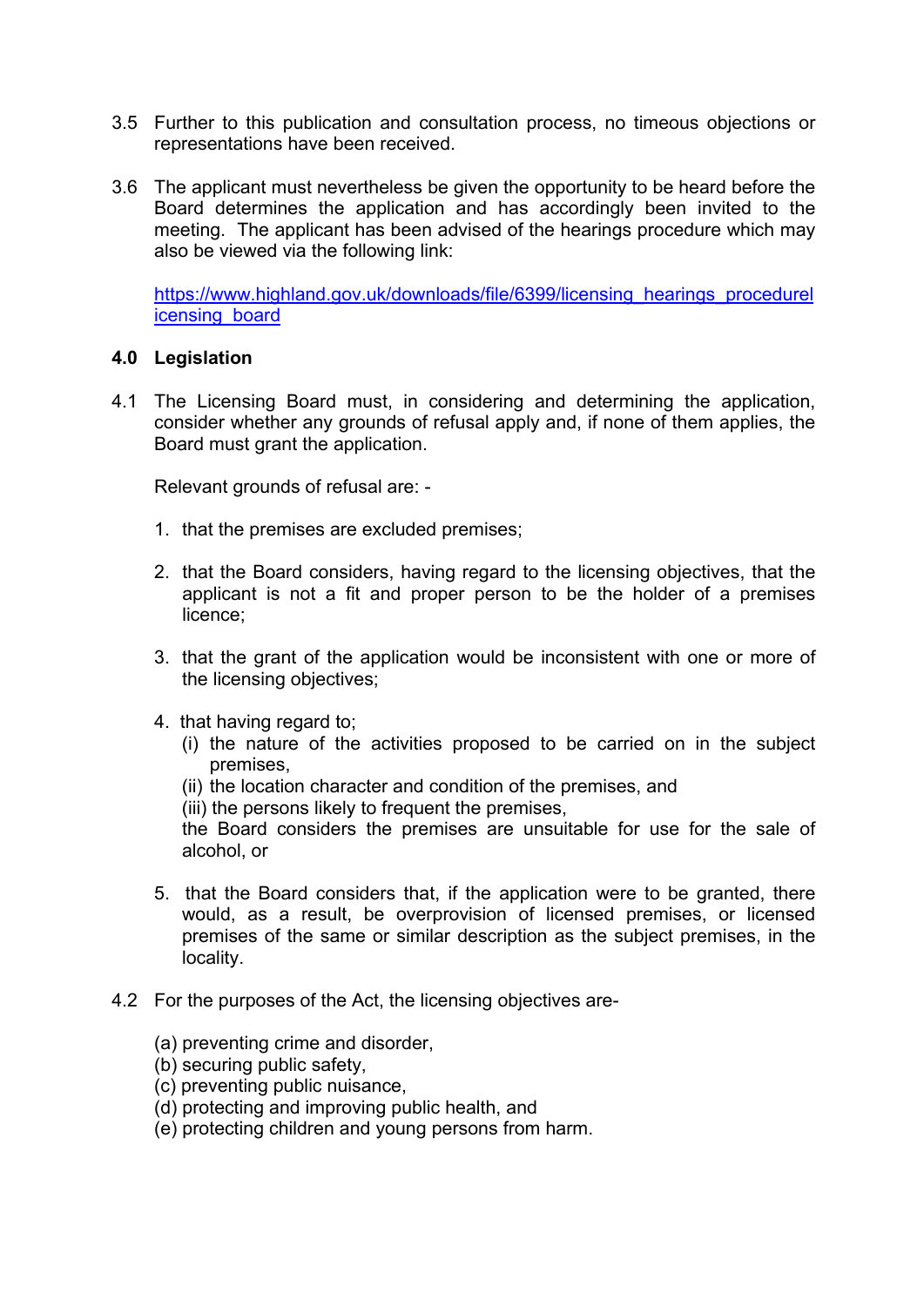3.5 Further to this publication and consultation process, no timeous objections or representations have been received.

3.6 The applicant must nevertheless be given the opportunity to be heard before the Board determines the application and has accordingly been invited to the meeting. The applicant has been advised of the hearings procedure which may also be viewed via the following link:

[https://www.highland.gov.uk/downloads/file/6399/licensing_hearings_procedurelicensing_board](https://www.highland.gov.uk/downloads/file/6399/licensing_hearings_procedurelicensing_board)

## 4.0 Legislation

4.1 The Licensing Board must, in considering and determining the application, consider whether any grounds of refusal apply and, if none of them applies, the Board must grant the application.

Relevant grounds of refusal are: -

1. that the premises are excluded premises;

2. that the Board considers, having regard to the licensing objectives, that the applicant is not a fit and proper person to be the holder of a premises licence;

3. that the grant of the application would be inconsistent with one or more of the licensing objectives;

4. that having regard to;
   (i) the nature of the activities proposed to be carried on in the subject premises,
   (ii) the location character and condition of the premises, and
   (iii) the persons likely to frequent the premises,
   the Board considers the premises are unsuitable for use for the sale of alcohol, or

5. that the Board considers that, if the application were to be granted, there would, as a result, be overprovision of licensed premises, or licensed premises of the same or similar description as the subject premises, in the locality.

4.2 For the purposes of the Act, the licensing objectives are-

(a) preventing crime and disorder,
(b) securing public safety,
(c) preventing public nuisance,
(d) protecting and improving public health, and
(e) protecting children and young persons from harm.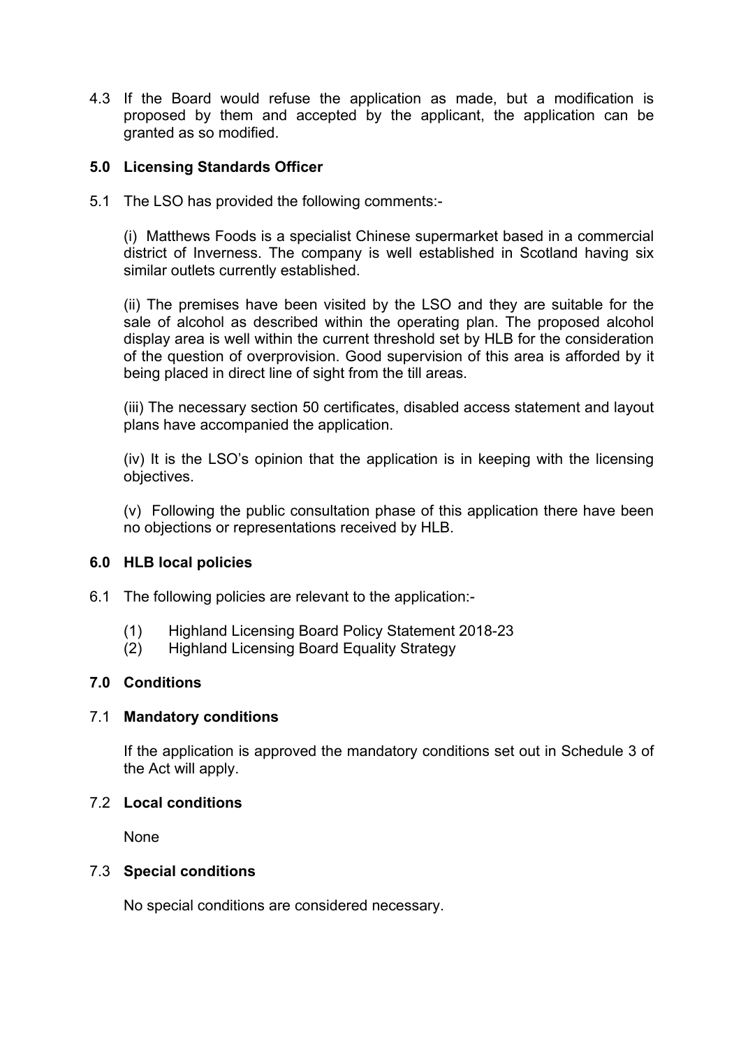4.3 If the Board would refuse the application as made, but a modification is proposed by them and accepted by the applicant, the application can be granted as so modified.

## 5.0 Licensing Standards Officer

5.1 The LSO has provided the following comments:-

(i) Matthews Foods is a specialist Chinese supermarket based in a commercial district of Inverness. The company is well established in Scotland having six similar outlets currently established.

(ii) The premises have been visited by the LSO and they are suitable for the sale of alcohol as described within the operating plan. The proposed alcohol display area is well within the current threshold set by HLB for the consideration of the question of overprovision. Good supervision of this area is afforded by it being placed in direct line of sight from the till areas.

(iii) The necessary section 50 certificates, disabled access statement and layout plans have accompanied the application.

(iv) It is the LSO's opinion that the application is in keeping with the licensing objectives.

(v) Following the public consultation phase of this application there have been no objections or representations received by HLB.

## 6.0 HLB local policies

6.1 The following policies are relevant to the application:-

(1) Highland Licensing Board Policy Statement 2018-23
(2) Highland Licensing Board Equality Strategy

## 7.0 Conditions

### 7.1 Mandatory conditions

If the application is approved the mandatory conditions set out in Schedule 3 of the Act will apply.

### 7.2 Local conditions

None

### 7.3 Special conditions

No special conditions are considered necessary.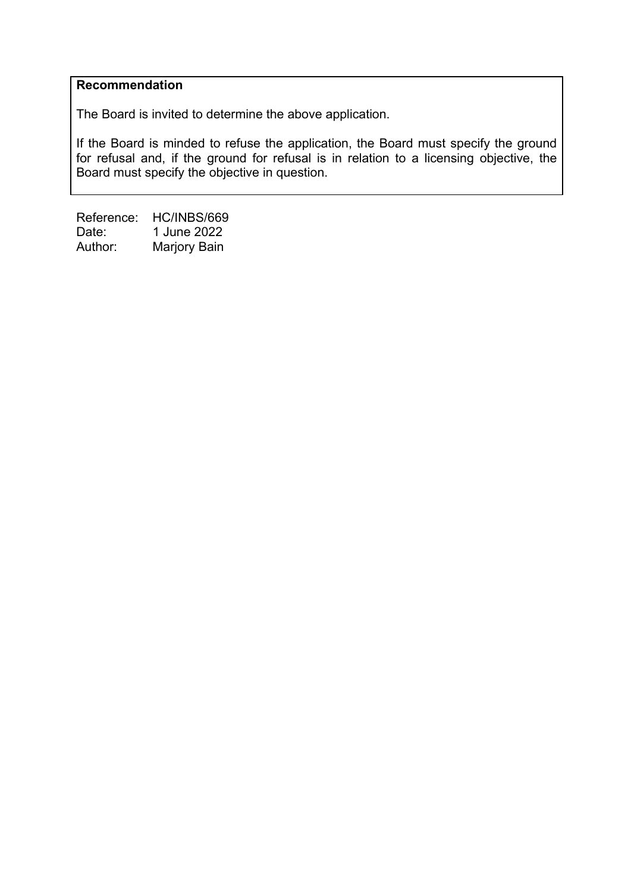**Recommendation**

The Board is invited to determine the above application.

If the Board is minded to refuse the application, the Board must specify the ground for refusal and, if the ground for refusal is in relation to a licensing objective, the Board must specify the objective in question.

Reference: HC/INBS/669
Date: 1 June 2022
Author: Marjory Bain